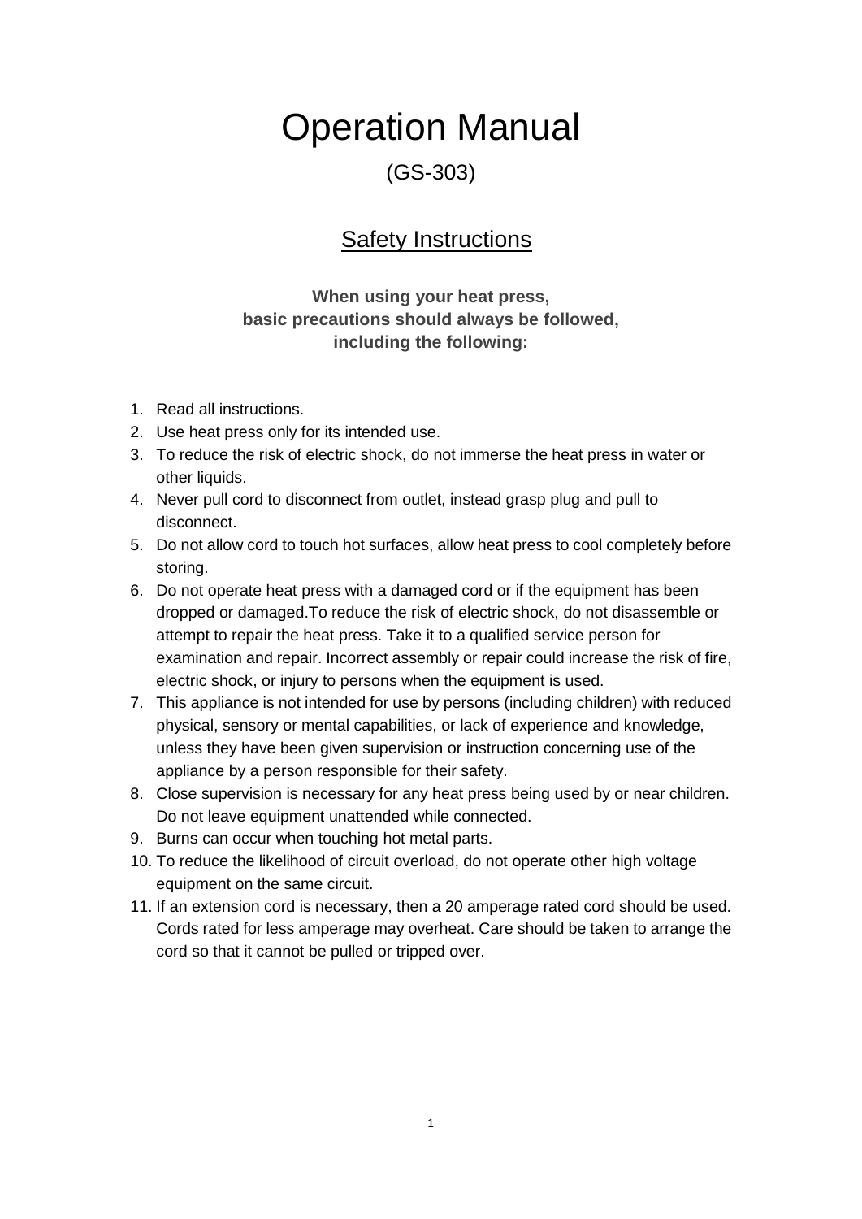# Operation Manual

(GS-303)

## Safety Instructions

**When using your heat press,**
**basic precautions should always be followed,**
**including the following:**

1. Read all instructions.
2. Use heat press only for its intended use.
3. To reduce the risk of electric shock, do not immerse the heat press in water or other liquids.
4. Never pull cord to disconnect from outlet, instead grasp plug and pull to disconnect.
5. Do not allow cord to touch hot surfaces, allow heat press to cool completely before storing.
6. Do not operate heat press with a damaged cord or if the equipment has been dropped or damaged.To reduce the risk of electric shock, do not disassemble or attempt to repair the heat press. Take it to a qualified service person for examination and repair. Incorrect assembly or repair could increase the risk of fire, electric shock, or injury to persons when the equipment is used.
7. This appliance is not intended for use by persons (including children) with reduced physical, sensory or mental capabilities, or lack of experience and knowledge, unless they have been given supervision or instruction concerning use of the appliance by a person responsible for their safety.
8. Close supervision is necessary for any heat press being used by or near children. Do not leave equipment unattended while connected.
9. Burns can occur when touching hot metal parts.
10. To reduce the likelihood of circuit overload, do not operate other high voltage equipment on the same circuit.
11. If an extension cord is necessary, then a 20 amperage rated cord should be used. Cords rated for less amperage may overheat. Care should be taken to arrange the cord so that it cannot be pulled or tripped over.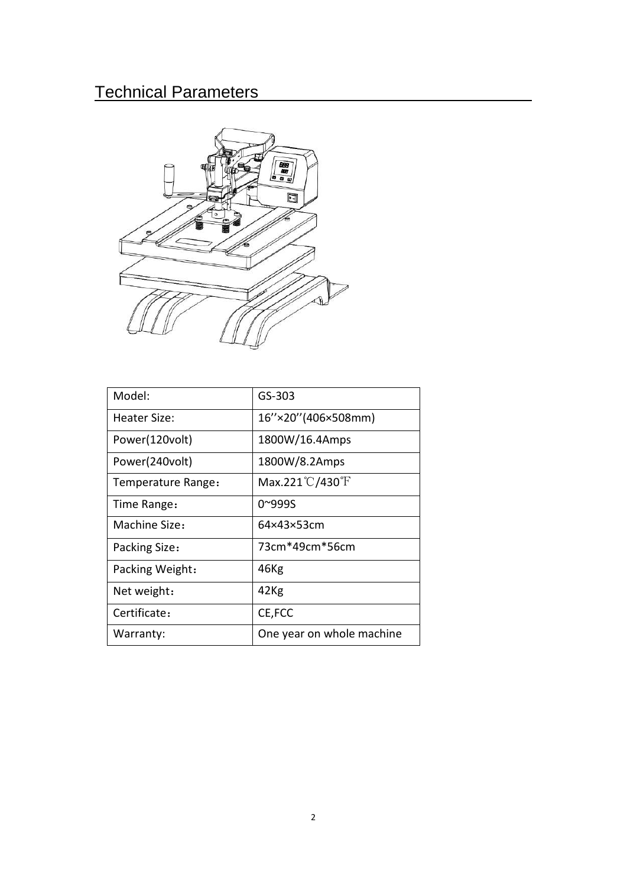# Technical Parameters

| Model: | GS-303 |
|---|---|
| Heater Size: | 16''×20''(406×508mm) |
| Power(120volt) | 1800W/16.4Amps |
| Power(240volt) | 1800W/8.2Amps |
| Temperature Range： | Max.221℃/430℉ |
| Time Range： | 0~999S |
| Machine Size： | 64×43×53cm |
| Packing Size： | 73cm*49cm*56cm |
| Packing Weight： | 46Kg |
| Net weight： | 42Kg |
| Certificate： | CE,FCC |
| Warranty: | One year on whole machine |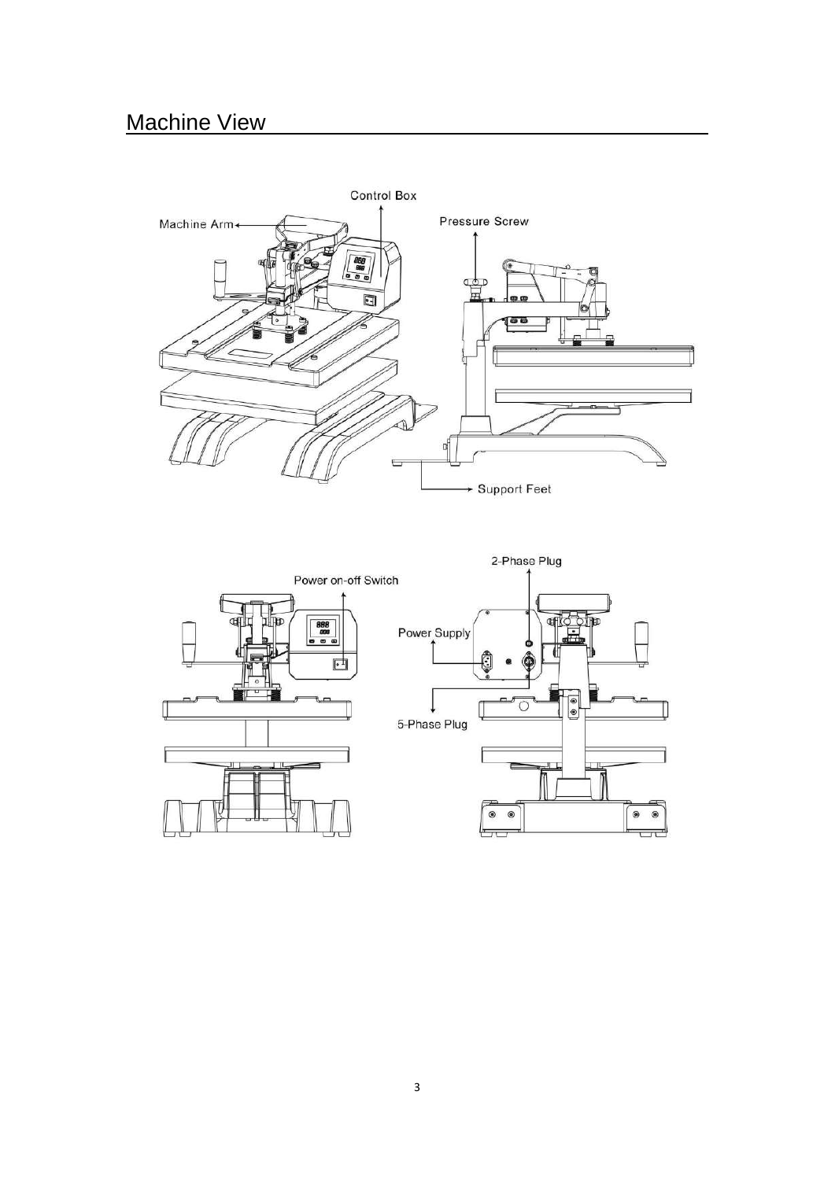## Machine View

Control Box

Machine Arm

Pressure Screw

Support Feet

2-Phase Plug

Power on-off Switch

Power Supply

5-Phase Plug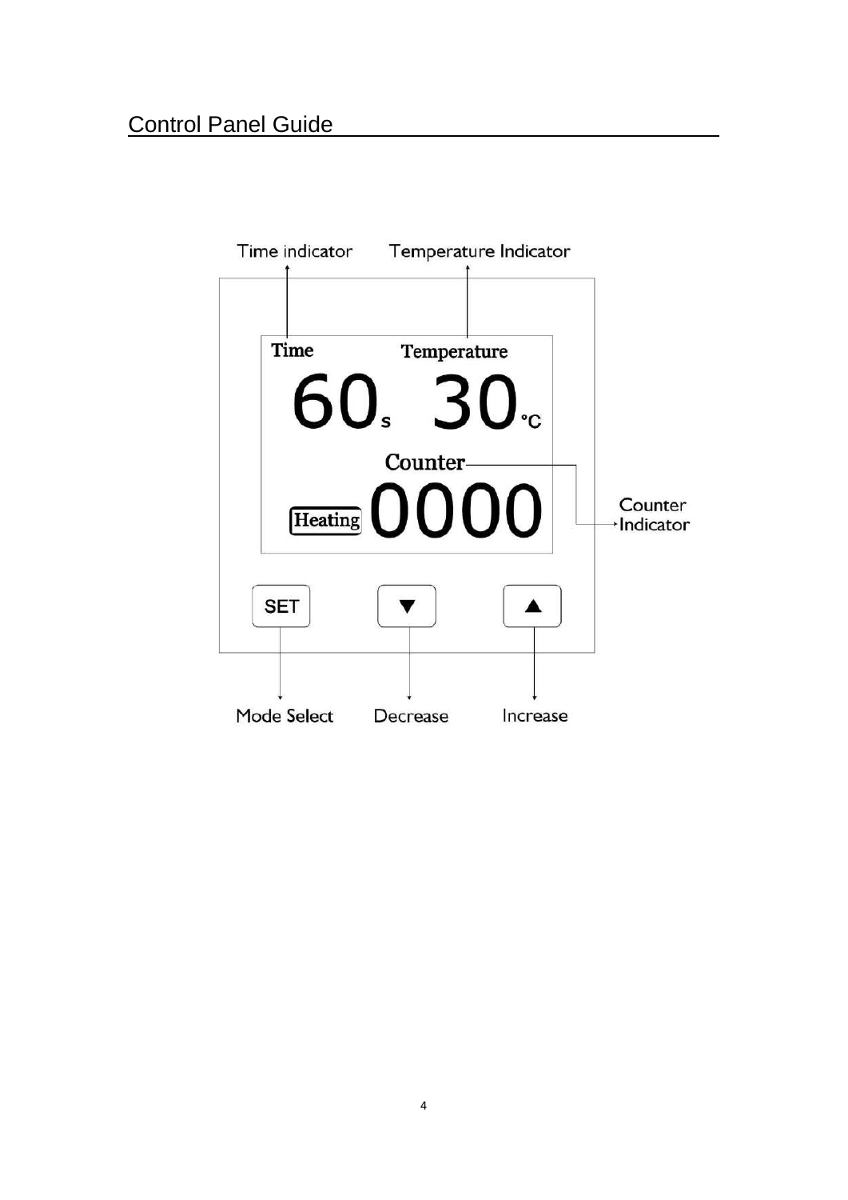## Control Panel Guide

Time indicator

Temperature Indicator

Time

Temperature

60 s 30 °C

Counter

Heating 0000

Counter Indicator

SET

▼

▲

Mode Select

Decrease

Increase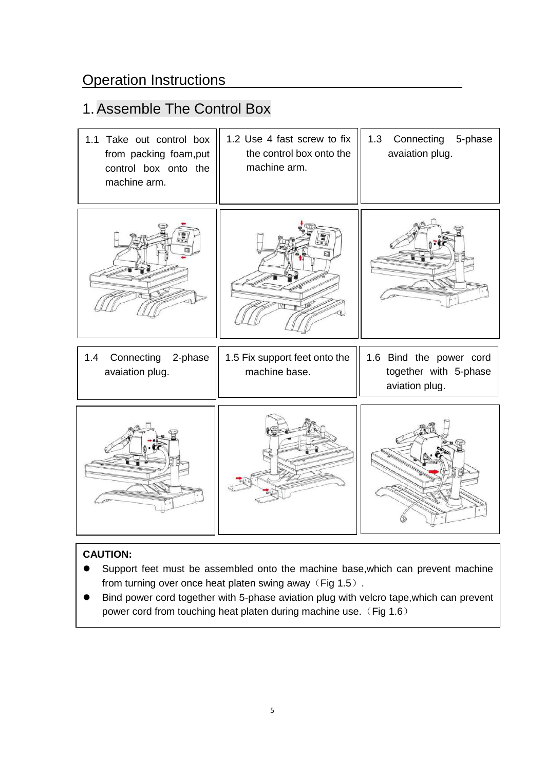## Operation Instructions

### 1. Assemble The Control Box

1.1 Take out control box from packing foam,put control box onto the machine arm.

1.2 Use 4 fast screw to fix the control box onto the machine arm.

1.3 Connecting 5-phase avaiation plug.

1.4 Connecting 2-phase avaiation plug.

1.5 Fix support feet onto the machine base.

1.6 Bind the power cord together with 5-phase aviation plug.

**CAUTION:**

- Support feet must be assembled onto the machine base,which can prevent machine from turning over once heat platen swing away（Fig 1.5）.
- Bind power cord together with 5-phase aviation plug with velcro tape,which can prevent power cord from touching heat platen during machine use.（Fig 1.6）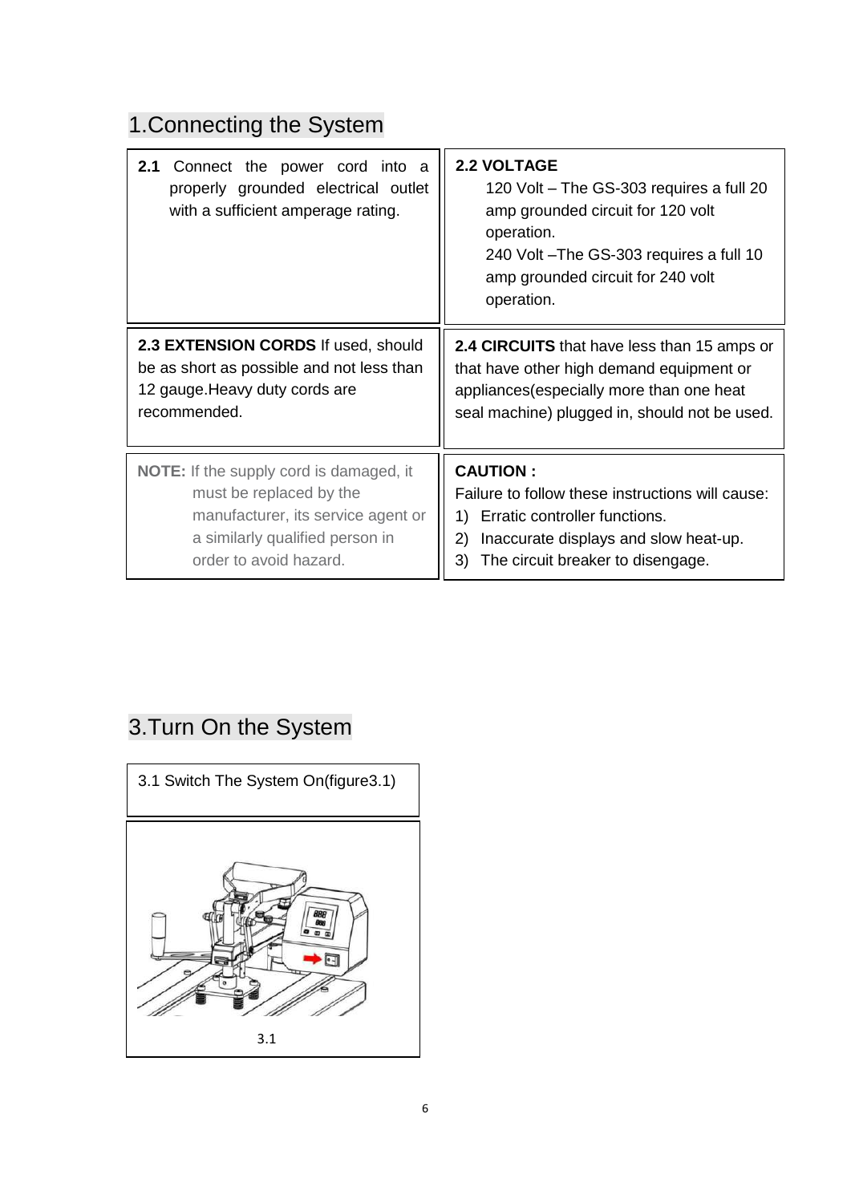# 1.Connecting the System

**2.1** Connect the power cord into a properly grounded electrical outlet with a sufficient amperage rating.

**2.2 VOLTAGE**

120 Volt – The GS-303 requires a full 20 amp grounded circuit for 120 volt operation.

240 Volt –The GS-303 requires a full 10 amp grounded circuit for 240 volt operation.

**2.3 EXTENSION CORDS** If used, should be as short as possible and not less than 12 gauge.Heavy duty cords are recommended.

**2.4 CIRCUITS** that have less than 15 amps or that have other high demand equipment or appliances(especially more than one heat seal machine) plugged in, should not be used.

**NOTE:** If the supply cord is damaged, it must be replaced by the manufacturer, its service agent or a similarly qualified person in order to avoid hazard.

**CAUTION :**

Failure to follow these instructions will cause:

1) Erratic controller functions.
2) Inaccurate displays and slow heat-up.
3) The circuit breaker to disengage.

# 3.Turn On the System

3.1 Switch The System On(figure3.1)

3.1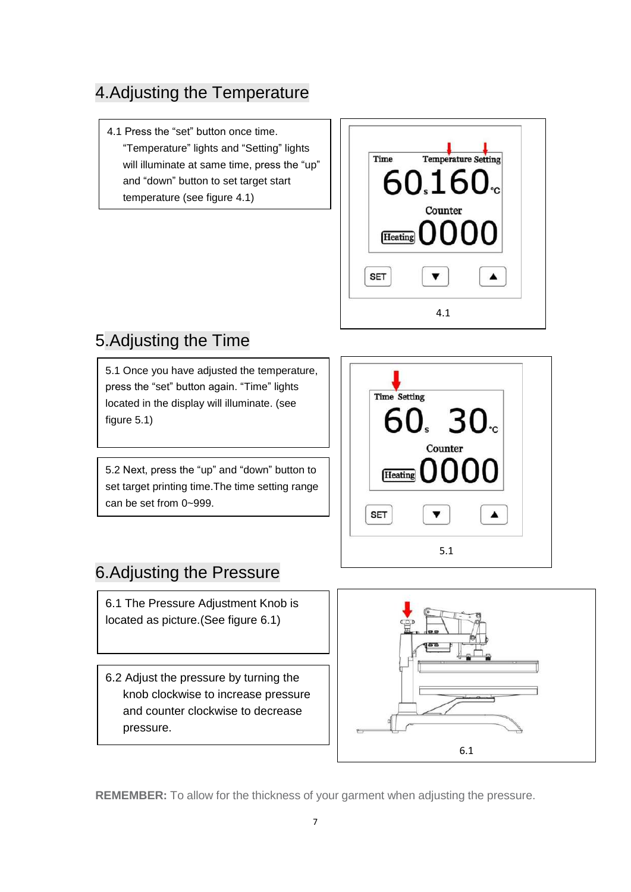## 4.Adjusting the Temperature

4.1 Press the “set” button once time. “Temperature” lights and “Setting” lights will illuminate at same time, press the “up” and “down” button to set target start temperature (see figure 4.1)

4.1

## 5.Adjusting the Time

5.1 Once you have adjusted the temperature, press the “set” button again. “Time” lights located in the display will illuminate. (see figure 5.1)

5.2 Next, press the “up” and “down” button to set target printing time.The time setting range can be set from 0~999.

5.1

## 6.Adjusting the Pressure

6.1 The Pressure Adjustment Knob is located as picture.(See figure 6.1)

6.2 Adjust the pressure by turning the knob clockwise to increase pressure and counter clockwise to decrease pressure.

6.1

**REMEMBER:** To allow for the thickness of your garment when adjusting the pressure.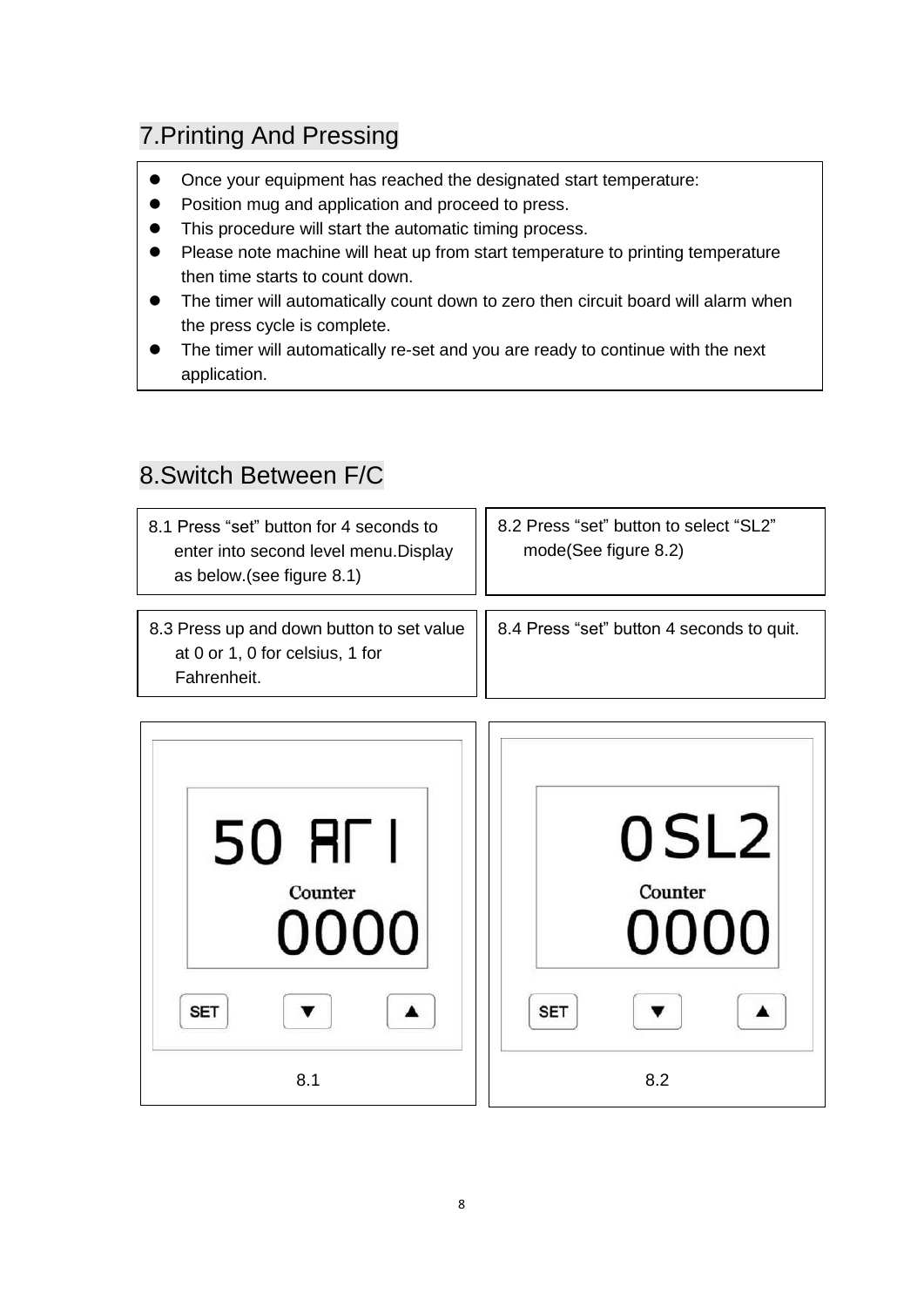## 7.Printing And Pressing

- Once your equipment has reached the designated start temperature:
- Position mug and application and proceed to press.
- This procedure will start the automatic timing process.
- Please note machine will heat up from start temperature to printing temperature then time starts to count down.
- The timer will automatically count down to zero then circuit board will alarm when the press cycle is complete.
- The timer will automatically re-set and you are ready to continue with the next application.

## 8.Switch Between F/C

8.1 Press "set" button for 4 seconds to enter into second level menu.Display as below.(see figure 8.1)

8.2 Press "set" button to select "SL2" mode(See figure 8.2)

8.3 Press up and down button to set value at 0 or 1, 0 for celsius, 1 for Fahrenheit.

8.4 Press "set" button 4 seconds to quit.

8.1

8.2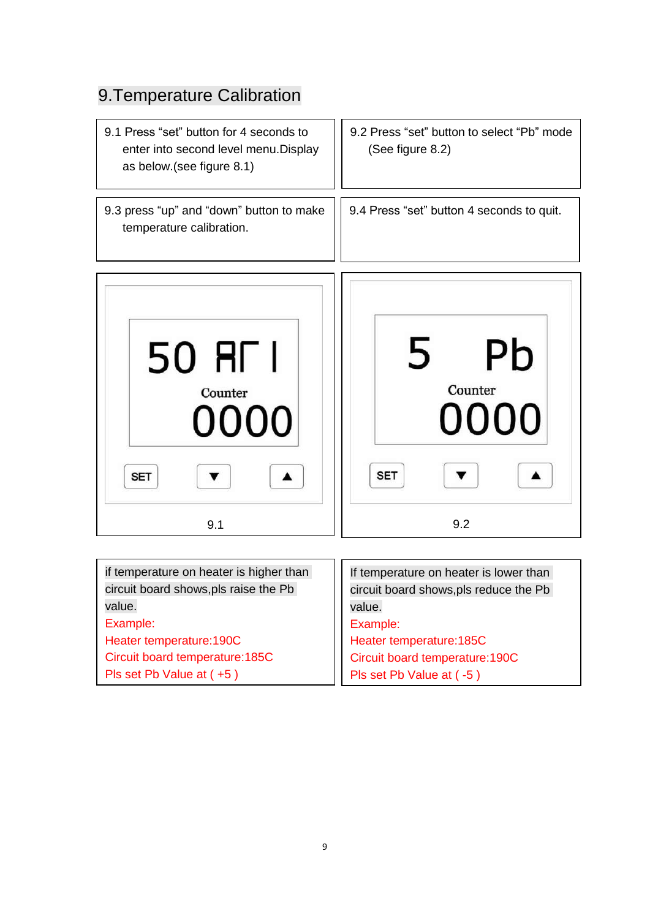## 9.Temperature Calibration

9.1 Press “set” button for 4 seconds to enter into second level menu.Display as below.(see figure 8.1)

9.2 Press “set” button to select “Pb” mode (See figure 8.2)

9.3 press “up” and “down” button to make temperature calibration.

9.4 Press “set” button 4 seconds to quit.

50 AT I

Counter

0000

SET ▼ ▲

9.1

5 Pb

Counter

0000

SET ▼ ▲

9.2

if temperature on heater is higher than circuit board shows,pls raise the Pb value.

Example:

Heater temperature:190C

Circuit board temperature:185C

Pls set Pb Value at ( +5 )

If temperature on heater is lower than circuit board shows,pls reduce the Pb value.

Example:

Heater temperature:185C

Circuit board temperature:190C

Pls set Pb Value at ( -5 )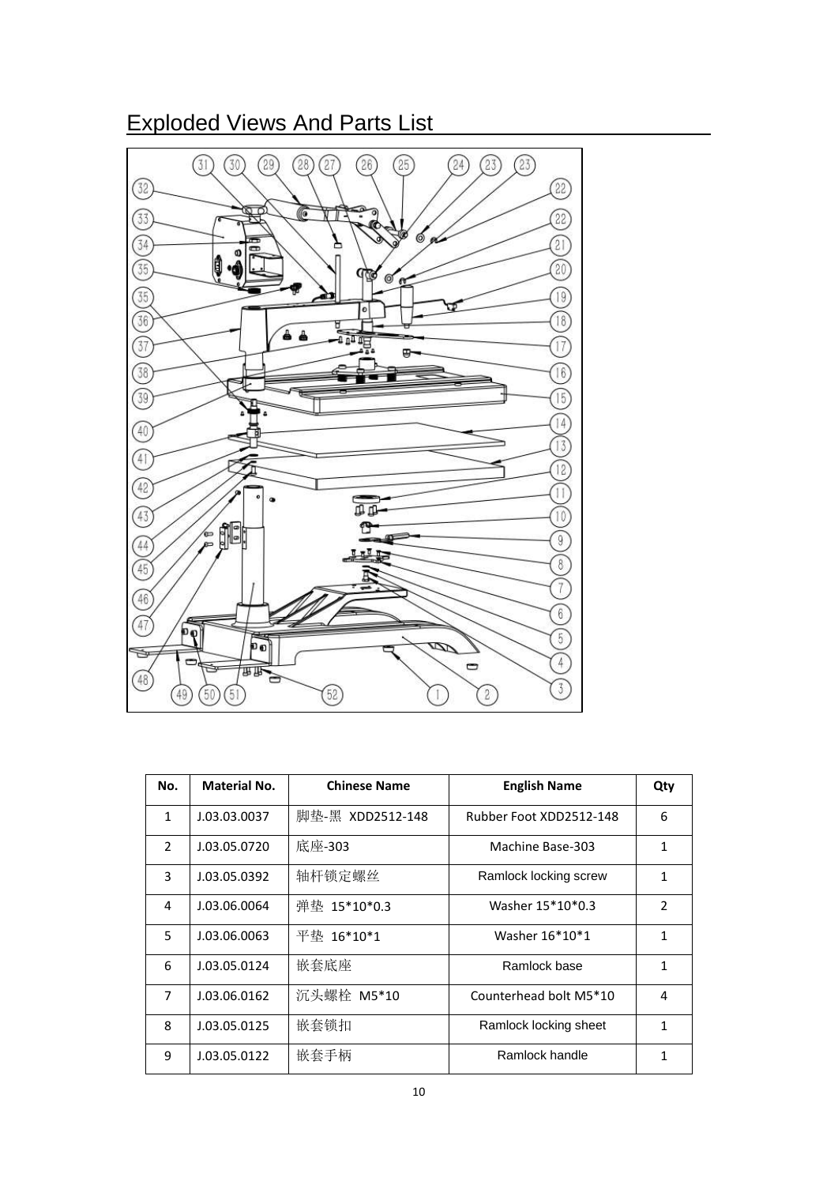## Exploded Views And Parts List

| No. | Material No. | Chinese Name | English Name | Qty |
| --- | --- | --- | --- | --- |
| 1 | J.03.03.0037 | 脚垫-黑 XDD2512-148 | Rubber Foot XDD2512-148 | 6 |
| 2 | J.03.05.0720 | 底座-303 | Machine Base-303 | 1 |
| 3 | J.03.05.0392 | 轴杆锁定螺丝 | Ramlock locking screw | 1 |
| 4 | J.03.06.0064 | 弹垫 15*10*0.3 | Washer 15*10*0.3 | 2 |
| 5 | J.03.06.0063 | 平垫 16*10*1 | Washer 16*10*1 | 1 |
| 6 | J.03.05.0124 | 嵌套底座 | Ramlock base | 1 |
| 7 | J.03.06.0162 | 沉头螺栓 M5*10 | Counterhead bolt M5*10 | 4 |
| 8 | J.03.05.0125 | 嵌套锁扣 | Ramlock locking sheet | 1 |
| 9 | J.03.05.0122 | 嵌套手柄 | Ramlock handle | 1 |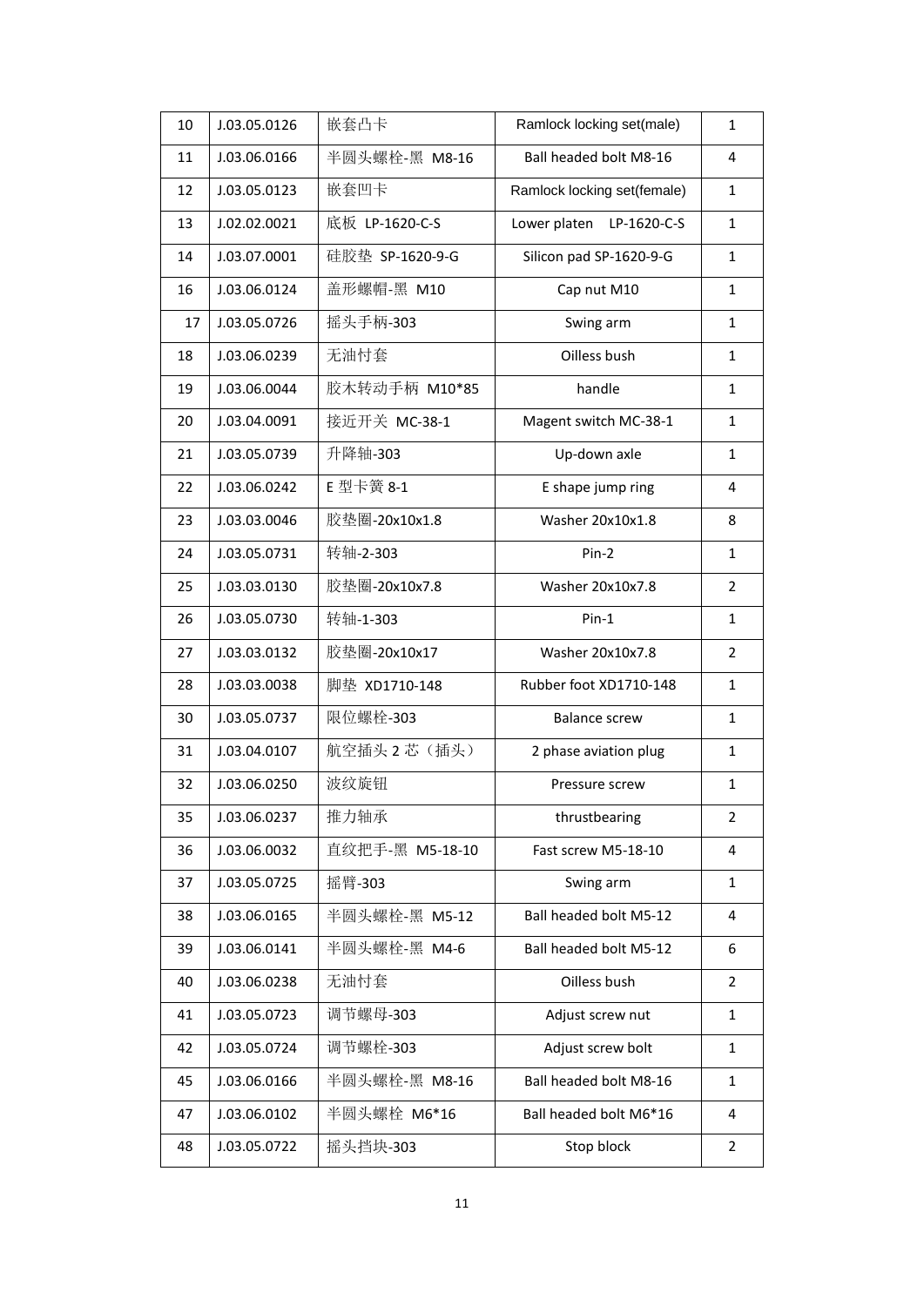| 10 | J.03.05.0126 | 嵌套凸卡 | Ramlock locking set(male) | 1 |
|---|---|---|---|---|
| 11 | J.03.06.0166 | 半圆头螺栓-黑 M8-16 | Ball headed bolt M8-16 | 4 |
| 12 | J.03.05.0123 | 嵌套凹卡 | Ramlock locking set(female) | 1 |
| 13 | J.02.02.0021 | 底板 LP-1620-C-S | Lower platen LP-1620-C-S | 1 |
| 14 | J.03.07.0001 | 硅胶垫 SP-1620-9-G | Silicon pad SP-1620-9-G | 1 |
| 16 | J.03.06.0124 | 盖形螺帽-黑 M10 | Cap nut M10 | 1 |
| 17 | J.03.05.0726 | 摇头手柄-303 | Swing arm | 1 |
| 18 | J.03.06.0239 | 无油付套 | Oilless bush | 1 |
| 19 | J.03.06.0044 | 胶木转动手柄 M10*85 | handle | 1 |
| 20 | J.03.04.0091 | 接近开关 MC-38-1 | Magent switch MC-38-1 | 1 |
| 21 | J.03.05.0739 | 升降轴-303 | Up-down axle | 1 |
| 22 | J.03.06.0242 | E 型卡簧 8-1 | E shape jump ring | 4 |
| 23 | J.03.03.0046 | 胶垫圈-20x10x1.8 | Washer 20x10x1.8 | 8 |
| 24 | J.03.05.0731 | 转轴-2-303 | Pin-2 | 1 |
| 25 | J.03.03.0130 | 胶垫圈-20x10x7.8 | Washer 20x10x7.8 | 2 |
| 26 | J.03.05.0730 | 转轴-1-303 | Pin-1 | 1 |
| 27 | J.03.03.0132 | 胶垫圈-20x10x17 | Washer 20x10x7.8 | 2 |
| 28 | J.03.03.0038 | 脚垫 XD1710-148 | Rubber foot XD1710-148 | 1 |
| 30 | J.03.05.0737 | 限位螺栓-303 | Balance screw | 1 |
| 31 | J.03.04.0107 | 航空插头 2 芯（插头） | 2 phase aviation plug | 1 |
| 32 | J.03.06.0250 | 波纹旋钮 | Pressure screw | 1 |
| 35 | J.03.06.0237 | 推力轴承 | thrustbearing | 2 |
| 36 | J.03.06.0032 | 直纹把手-黑 M5-18-10 | Fast screw M5-18-10 | 4 |
| 37 | J.03.05.0725 | 摇臂-303 | Swing arm | 1 |
| 38 | J.03.06.0165 | 半圆头螺栓-黑 M5-12 | Ball headed bolt M5-12 | 4 |
| 39 | J.03.06.0141 | 半圆头螺栓-黑 M4-6 | Ball headed bolt M5-12 | 6 |
| 40 | J.03.06.0238 | 无油付套 | Oilless bush | 2 |
| 41 | J.03.05.0723 | 调节螺母-303 | Adjust screw nut | 1 |
| 42 | J.03.05.0724 | 调节螺栓-303 | Adjust screw bolt | 1 |
| 45 | J.03.06.0166 | 半圆头螺栓-黑 M8-16 | Ball headed bolt M8-16 | 1 |
| 47 | J.03.06.0102 | 半圆头螺栓 M6*16 | Ball headed bolt M6*16 | 4 |
| 48 | J.03.05.0722 | 摇头挡块-303 | Stop block | 2 |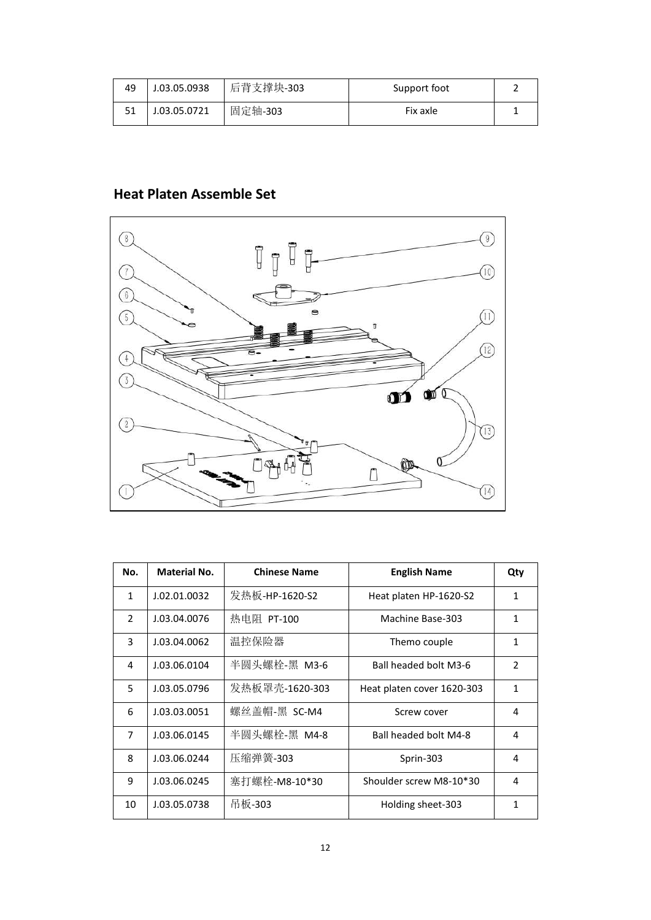| 49 | J.03.05.0938 | 后背支撑块-303 | Support foot | 2 |
|---|---|---|---|---|
| 51 | J.03.05.0721 | 固定轴-303 | Fix axle | 1 |

## Heat Platen Assemble Set

| No. | Material No. | Chinese Name | English Name | Qty |
|---|---|---|---|---|
| 1 | J.02.01.0032 | 发热板-HP-1620-S2 | Heat platen HP-1620-S2 | 1 |
| 2 | J.03.04.0076 | 热电阻 PT-100 | Machine Base-303 | 1 |
| 3 | J.03.04.0062 | 温控保险器 | Themo couple | 1 |
| 4 | J.03.06.0104 | 半圆头螺栓-黑 M3-6 | Ball headed bolt M3-6 | 2 |
| 5 | J.03.05.0796 | 发热板罩壳-1620-303 | Heat platen cover 1620-303 | 1 |
| 6 | J.03.03.0051 | 螺丝盖帽-黑 SC-M4 | Screw cover | 4 |
| 7 | J.03.06.0145 | 半圆头螺栓-黑 M4-8 | Ball headed bolt M4-8 | 4 |
| 8 | J.03.06.0244 | 压缩弹簧-303 | Sprin-303 | 4 |
| 9 | J.03.06.0245 | 塞打螺栓-M8-10*30 | Shoulder screw M8-10*30 | 4 |
| 10 | J.03.05.0738 | 吊板-303 | Holding sheet-303 | 1 |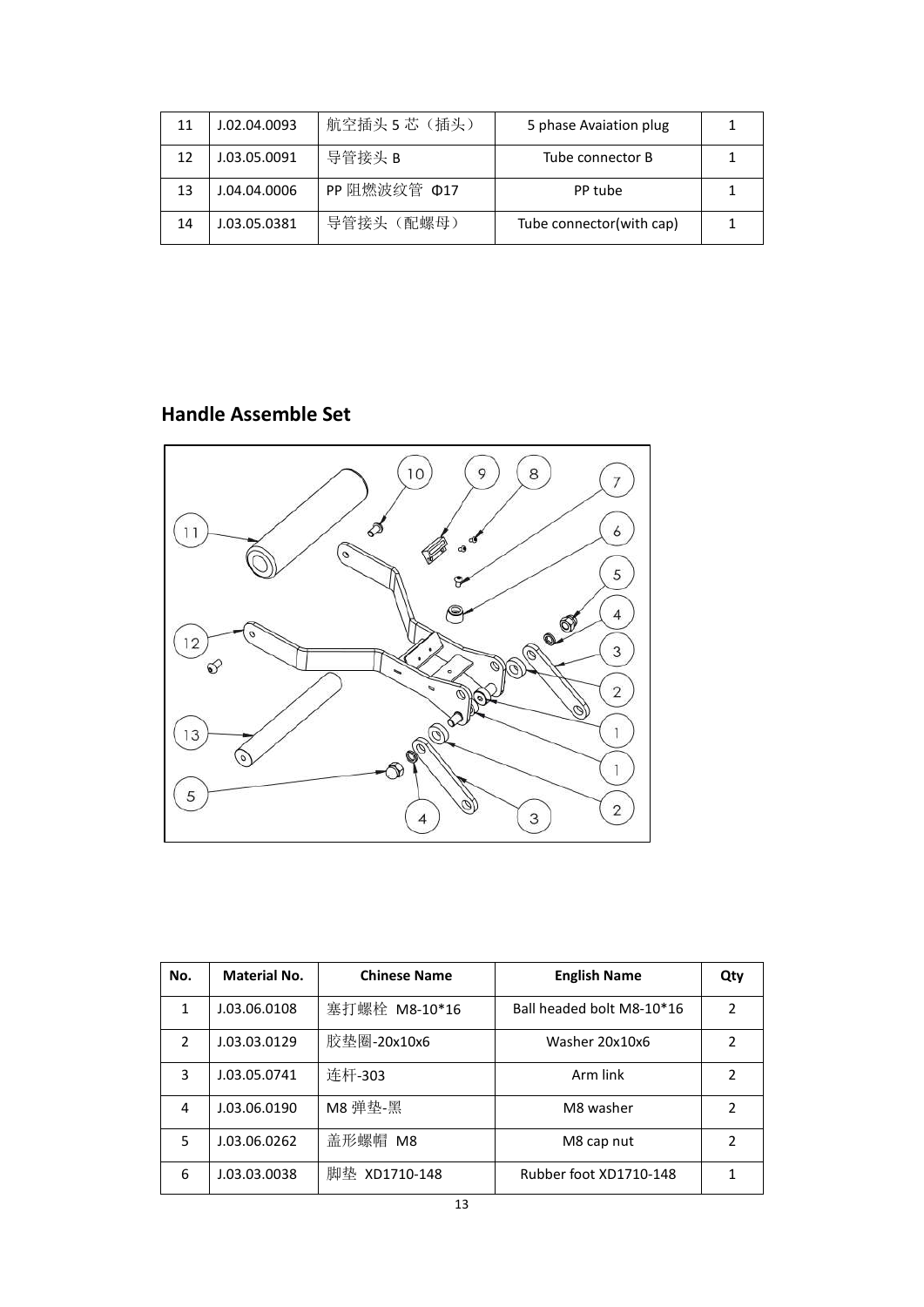| 11 | J.02.04.0093 | 航空插头 5 芯（插头） | 5 phase Avaiation plug | 1 |
|---|---|---|---|---|
| 12 | J.03.05.0091 | 导管接头 B | Tube connector B | 1 |
| 13 | J.04.04.0006 | PP 阻燃波纹管 Φ17 | PP tube | 1 |
| 14 | J.03.05.0381 | 导管接头（配螺母） | Tube connector(with cap) | 1 |

## Handle Assemble Set

| No. | Material No. | Chinese Name | English Name | Qty |
|---|---|---|---|---|
| 1 | J.03.06.0108 | 塞打螺栓 M8-10*16 | Ball headed bolt M8-10*16 | 2 |
| 2 | J.03.03.0129 | 胶垫圈-20x10x6 | Washer 20x10x6 | 2 |
| 3 | J.03.05.0741 | 连杆-303 | Arm link | 2 |
| 4 | J.03.06.0190 | M8 弹垫-黑 | M8 washer | 2 |
| 5 | J.03.06.0262 | 盖形螺帽 M8 | M8 cap nut | 2 |
| 6 | J.03.03.0038 | 脚垫 XD1710-148 | Rubber foot XD1710-148 | 1 |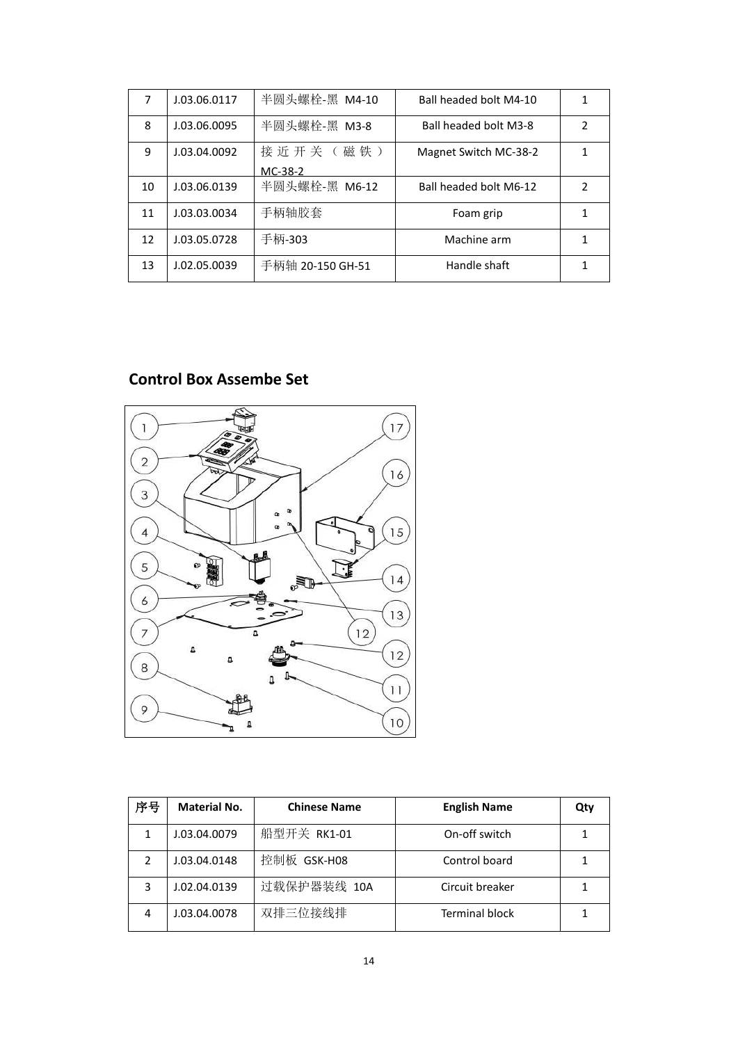| 7 | J.03.06.0117 | 半圆头螺栓-黑 M4-10 | Ball headed bolt M4-10 | 1 |
|---|---|---|---|---|
| 8 | J.03.06.0095 | 半圆头螺栓-黑 M3-8 | Ball headed bolt M3-8 | 2 |
| 9 | J.03.04.0092 | 接近开关（磁铁）MC-38-2 | Magnet Switch MC-38-2 | 1 |
| 10 | J.03.06.0139 | 半圆头螺栓-黑 M6-12 | Ball headed bolt M6-12 | 2 |
| 11 | J.03.03.0034 | 手柄轴胶套 | Foam grip | 1 |
| 12 | J.03.05.0728 | 手柄-303 | Machine arm | 1 |
| 13 | J.02.05.0039 | 手柄轴 20-150 GH-51 | Handle shaft | 1 |

## Control Box Assembe Set

| 序号 | Material No. | Chinese Name | English Name | Qty |
|---|---|---|---|---|
| 1 | J.03.04.0079 | 船型开关 RK1-01 | On-off switch | 1 |
| 2 | J.03.04.0148 | 控制板 GSK-H08 | Control board | 1 |
| 3 | J.02.04.0139 | 过载保护器装线 10A | Circuit breaker | 1 |
| 4 | J.03.04.0078 | 双排三位接线排 | Terminal block | 1 |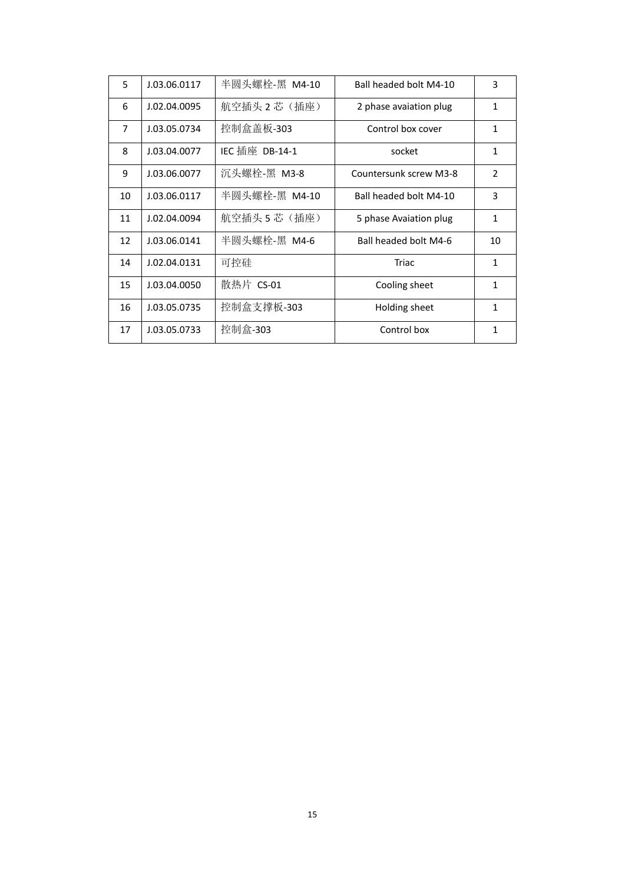| 5 | J.03.06.0117 | 半圆头螺栓-黑 M4-10 | Ball headed bolt M4-10 | 3 |
|---|---|---|---|---|
| 6 | J.02.04.0095 | 航空插头 2 芯（插座） | 2 phase avaiation plug | 1 |
| 7 | J.03.05.0734 | 控制盒盖板-303 | Control box cover | 1 |
| 8 | J.03.04.0077 | IEC 插座 DB-14-1 | socket | 1 |
| 9 | J.03.06.0077 | 沉头螺栓-黑 M3-8 | Countersunk screw M3-8 | 2 |
| 10 | J.03.06.0117 | 半圆头螺栓-黑 M4-10 | Ball headed bolt M4-10 | 3 |
| 11 | J.02.04.0094 | 航空插头 5 芯（插座） | 5 phase Avaiation plug | 1 |
| 12 | J.03.06.0141 | 半圆头螺栓-黑 M4-6 | Ball headed bolt M4-6 | 10 |
| 14 | J.02.04.0131 | 可控硅 | Triac | 1 |
| 15 | J.03.04.0050 | 散热片 CS-01 | Cooling sheet | 1 |
| 16 | J.03.05.0735 | 控制盒支撑板-303 | Holding sheet | 1 |
| 17 | J.03.05.0733 | 控制盒-303 | Control box | 1 |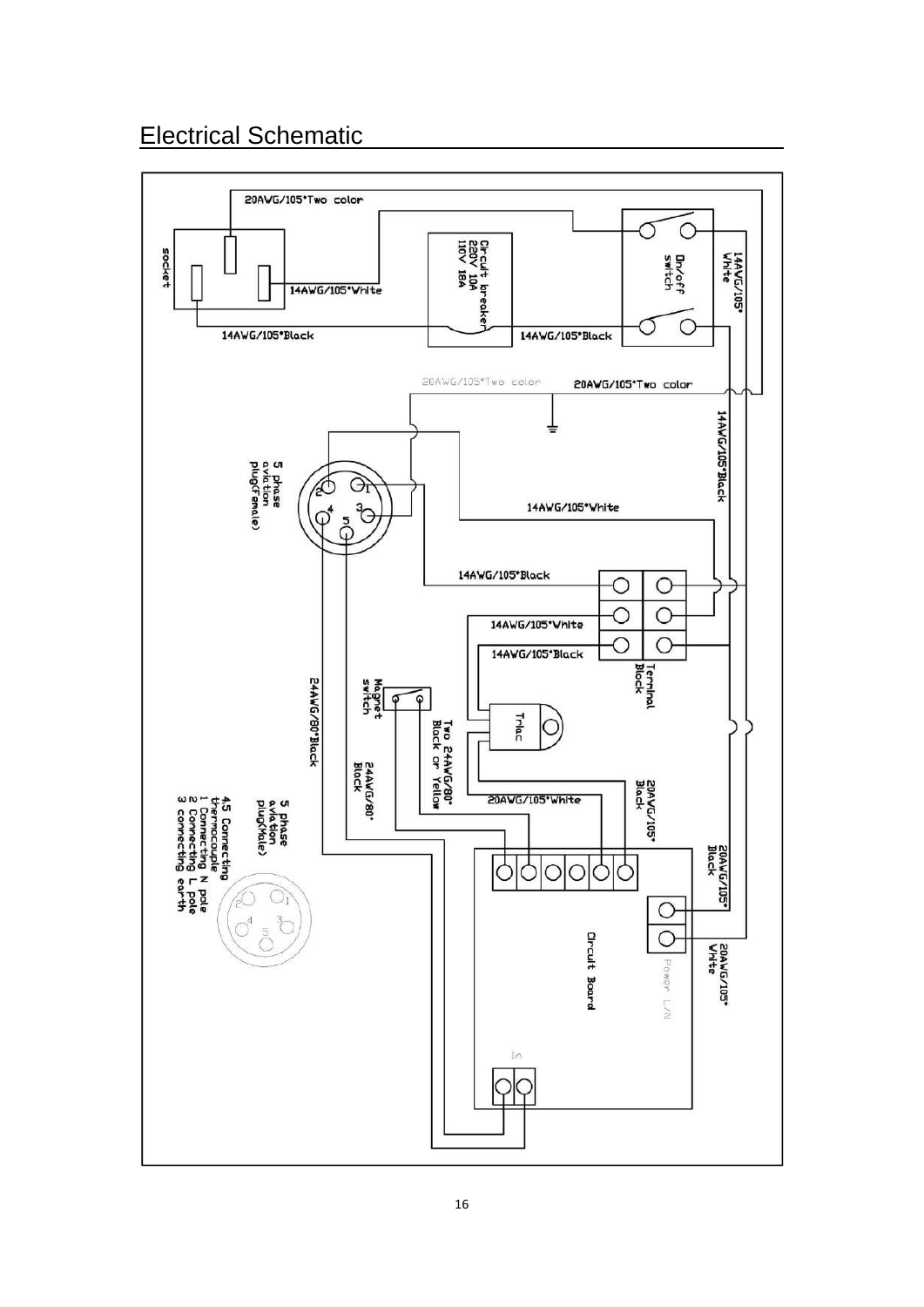# Electrical Schematic

20AWG/105°Two color

socket

14AWG/105°White

14AWG/105°Black

Circuit breaker
220V 10A
110V 18A

14AWG/105°Black

On/off
switch

14AWG/105°
White

20AWG/105°Two color

20AWG/105°Two color

14AWG/105°Black

5 phase
aviation
plug(Female)

14AWG/105°White

14AWG/105°Black

14AWG/105°White

14AWG/105°Black

Terminal
Block

24AWG/80°Black

Magnet
switch

Triac

Two 24AWG/80°
Black or Yellow

24AWG/80°
Black

20AWG/105°
Black

20AWG/105°White

5 phase
aviation
plug(Male)

4,5 Connecting
thermocouple
1 Connecting N pole
2 Connecting L pole
3 connecting earth

20AWG/105°
Black

Circuit Board

Power L/N

20AWG/105°
White

In